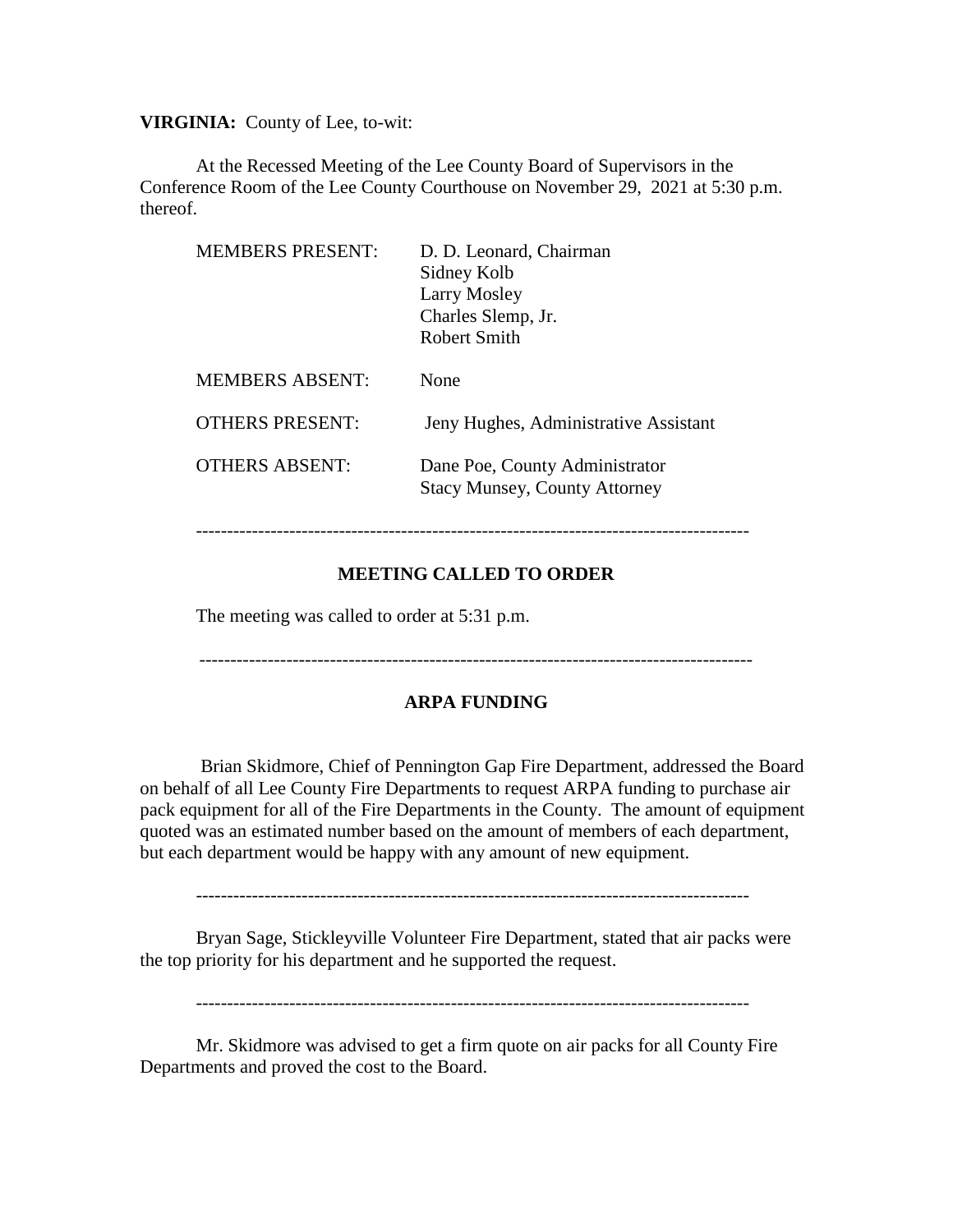**VIRGINIA:** County of Lee, to-wit:

At the Recessed Meeting of the Lee County Board of Supervisors in the Conference Room of the Lee County Courthouse on November 29, 2021 at 5:30 p.m. thereof.

| | |
|---|---|
| MEMBERS PRESENT: | D. D. Leonard, Chairman<br>Sidney Kolb<br>Larry Mosley<br>Charles Slemp, Jr.<br>Robert Smith |
| MEMBERS ABSENT: | None |
| OTHERS PRESENT: | Jeny Hughes, Administrative Assistant |
| OTHERS ABSENT: | Dane Poe, County Administrator<br>Stacy Munsey, County Attorney |

---

## MEETING CALLED TO ORDER

The meeting was called to order at 5:31 p.m.

---

## ARPA FUNDING

Brian Skidmore, Chief of Pennington Gap Fire Department, addressed the Board on behalf of all Lee County Fire Departments to request ARPA funding to purchase air pack equipment for all of the Fire Departments in the County. The amount of equipment quoted was an estimated number based on the amount of members of each department, but each department would be happy with any amount of new equipment.

---

Bryan Sage, Stickleyville Volunteer Fire Department, stated that air packs were the top priority for his department and he supported the request.

---

Mr. Skidmore was advised to get a firm quote on air packs for all County Fire Departments and proved the cost to the Board.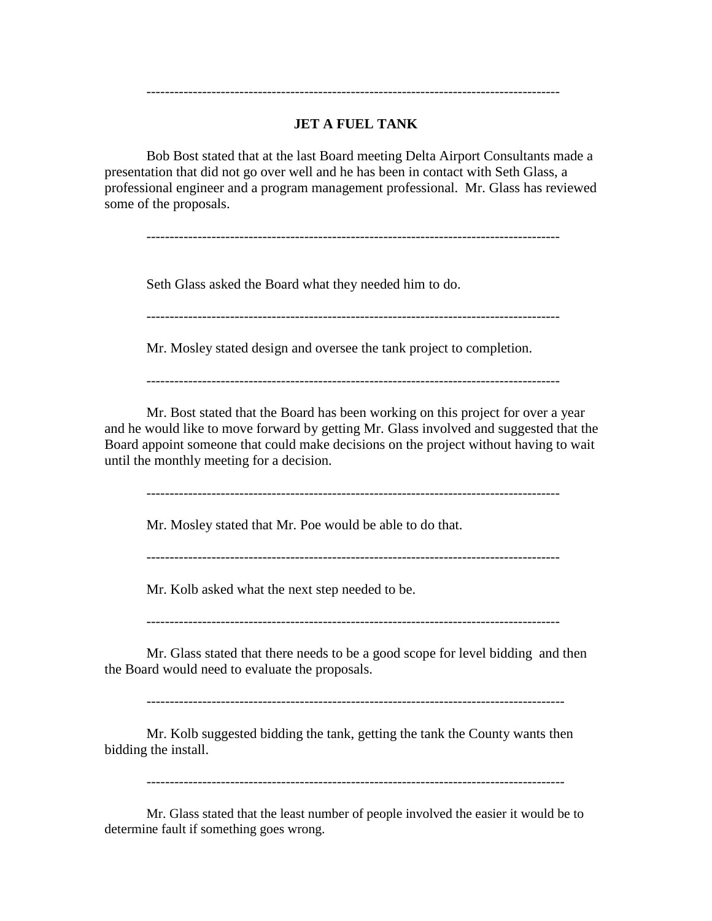---

**JET A FUEL TANK**

Bob Bost stated that at the last Board meeting Delta Airport Consultants made a presentation that did not go over well and he has been in contact with Seth Glass, a professional engineer and a program management professional. Mr. Glass has reviewed some of the proposals.

---

Seth Glass asked the Board what they needed him to do.

---

Mr. Mosley stated design and oversee the tank project to completion.

---

Mr. Bost stated that the Board has been working on this project for over a year and he would like to move forward by getting Mr. Glass involved and suggested that the Board appoint someone that could make decisions on the project without having to wait until the monthly meeting for a decision.

---

Mr. Mosley stated that Mr. Poe would be able to do that.

---

Mr. Kolb asked what the next step needed to be.

---

Mr. Glass stated that there needs to be a good scope for level bidding and then the Board would need to evaluate the proposals.

---

Mr. Kolb suggested bidding the tank, getting the tank the County wants then bidding the install.

---

Mr. Glass stated that the least number of people involved the easier it would be to determine fault if something goes wrong.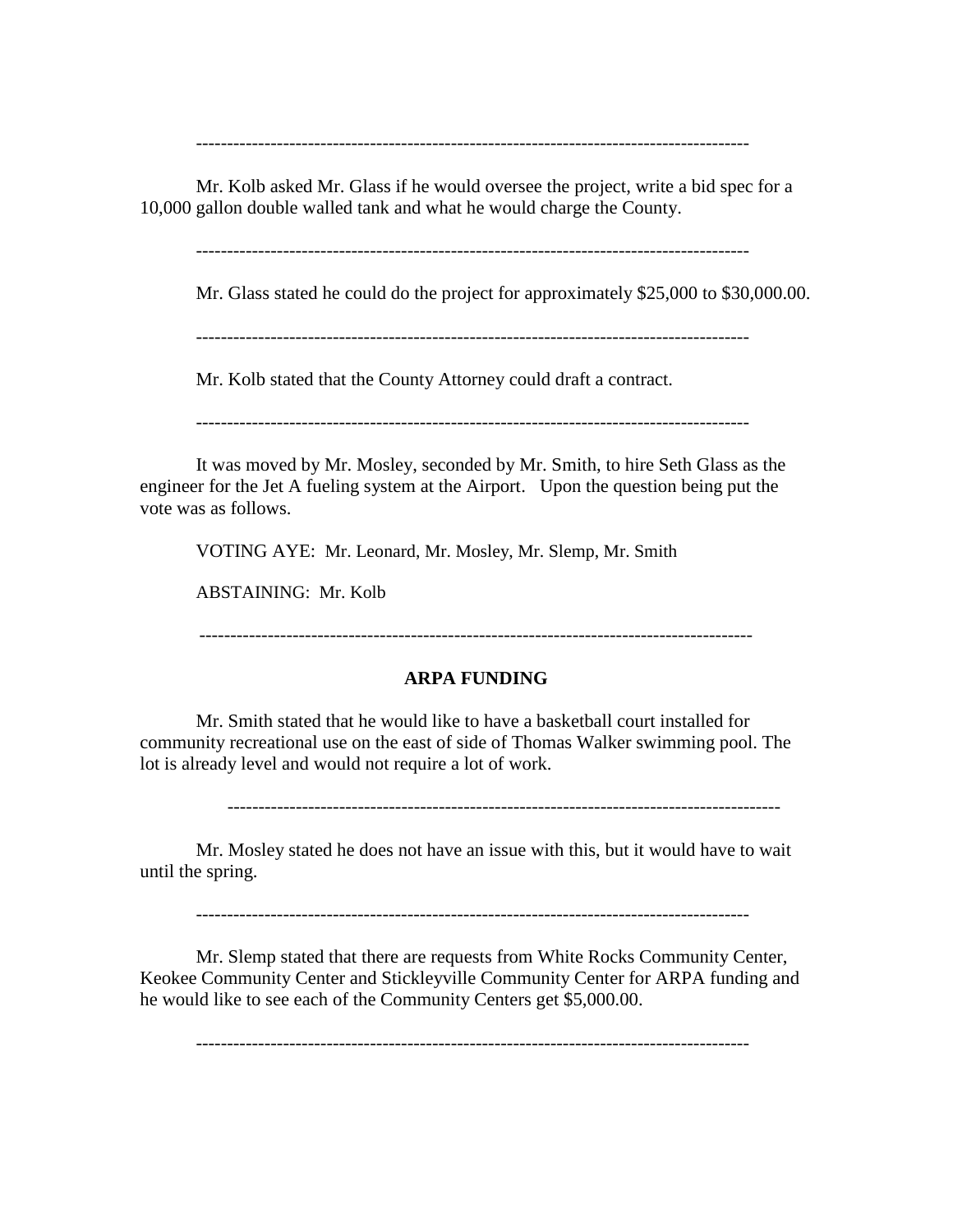---

Mr. Kolb asked Mr. Glass if he would oversee the project, write a bid spec for a 10,000 gallon double walled tank and what he would charge the County.

---

Mr. Glass stated he could do the project for approximately $25,000 to $30,000.00.

---

Mr. Kolb stated that the County Attorney could draft a contract.

---

It was moved by Mr. Mosley, seconded by Mr. Smith, to hire Seth Glass as the engineer for the Jet A fueling system at the Airport. Upon the question being put the vote was as follows.

VOTING AYE: Mr. Leonard, Mr. Mosley, Mr. Slemp, Mr. Smith

ABSTAINING: Mr. Kolb

---

**ARPA FUNDING**

Mr. Smith stated that he would like to have a basketball court installed for community recreational use on the east of side of Thomas Walker swimming pool. The lot is already level and would not require a lot of work.

---

Mr. Mosley stated he does not have an issue with this, but it would have to wait until the spring.

---

Mr. Slemp stated that there are requests from White Rocks Community Center, Keokee Community Center and Stickleyville Community Center for ARPA funding and he would like to see each of the Community Centers get $5,000.00.

---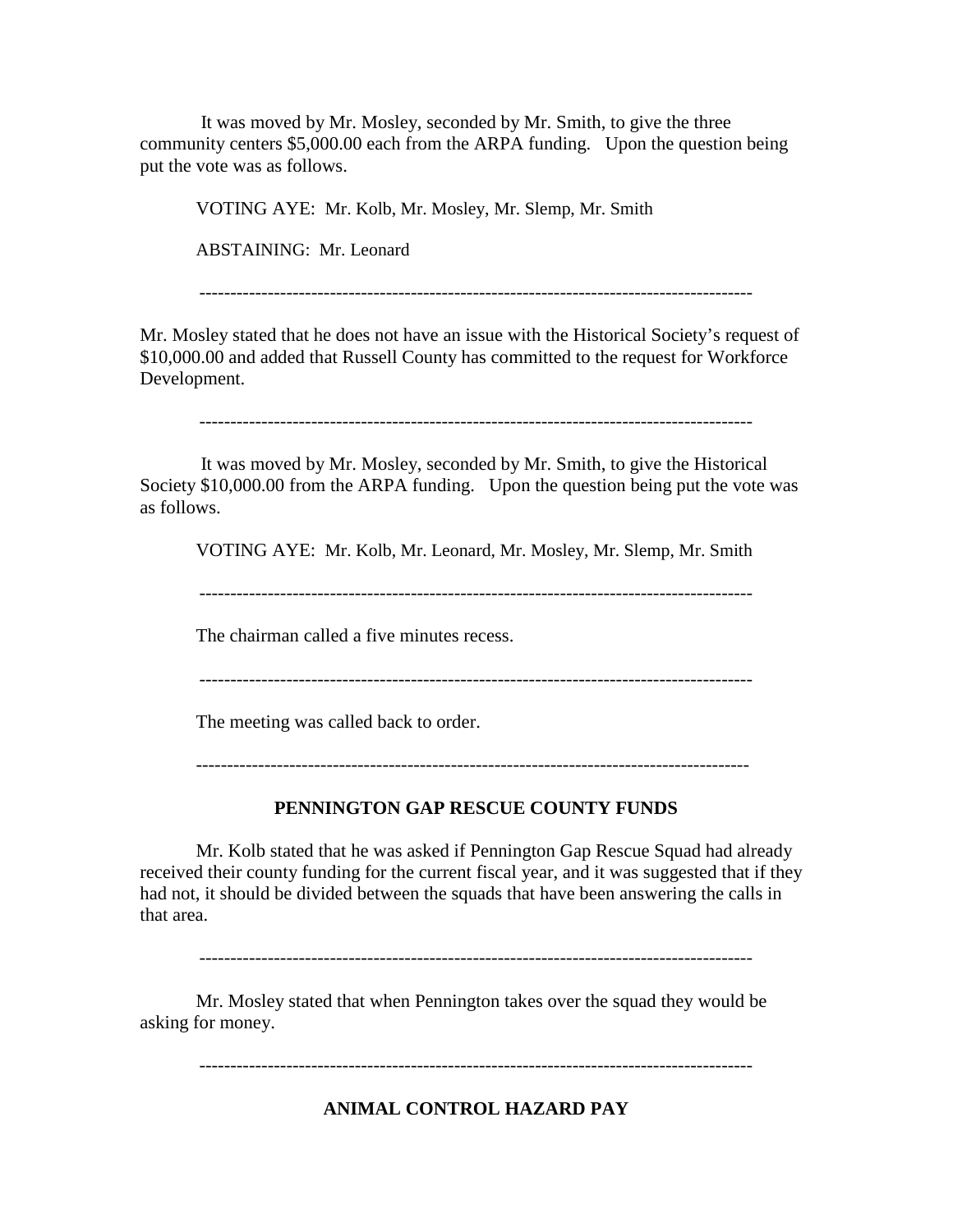It was moved by Mr. Mosley, seconded by Mr. Smith, to give the three community centers $5,000.00 each from the ARPA funding. Upon the question being put the vote was as follows.

VOTING AYE: Mr. Kolb, Mr. Mosley, Mr. Slemp, Mr. Smith

ABSTAINING: Mr. Leonard

---

Mr. Mosley stated that he does not have an issue with the Historical Society's request of $10,000.00 and added that Russell County has committed to the request for Workforce Development.

---

It was moved by Mr. Mosley, seconded by Mr. Smith, to give the Historical Society $10,000.00 from the ARPA funding. Upon the question being put the vote was as follows.

VOTING AYE: Mr. Kolb, Mr. Leonard, Mr. Mosley, Mr. Slemp, Mr. Smith

---

The chairman called a five minutes recess.

---

The meeting was called back to order.

---

## PENNINGTON GAP RESCUE COUNTY FUNDS

Mr. Kolb stated that he was asked if Pennington Gap Rescue Squad had already received their county funding for the current fiscal year, and it was suggested that if they had not, it should be divided between the squads that have been answering the calls in that area.

---

Mr. Mosley stated that when Pennington takes over the squad they would be asking for money.

---

## ANIMAL CONTROL HAZARD PAY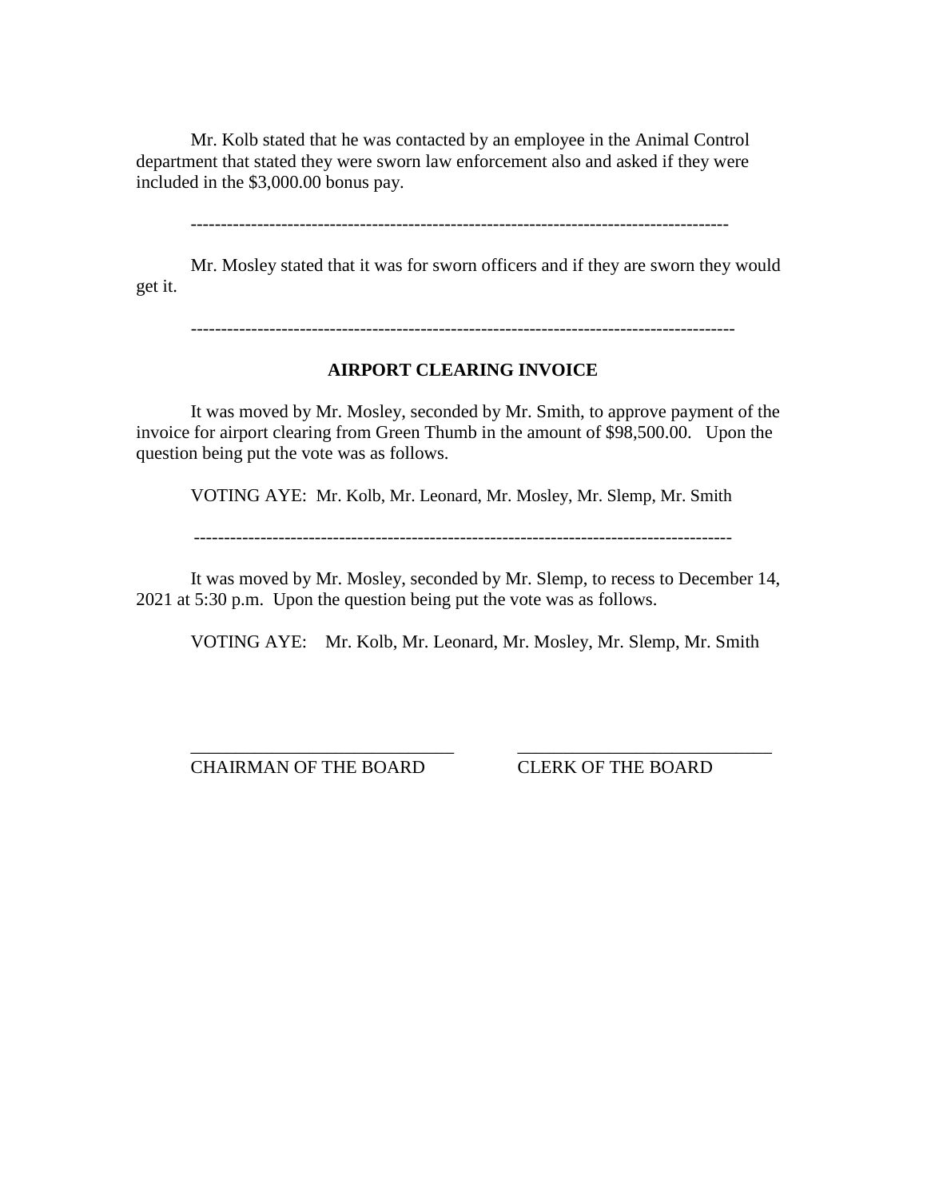Mr. Kolb stated that he was contacted by an employee in the Animal Control department that stated they were sworn law enforcement also and asked if they were included in the $3,000.00 bonus pay.

-----------------------------------------------------------------------------------------

Mr. Mosley stated that it was for sworn officers and if they are sworn they would get it.

-----------------------------------------------------------------------------------------

**AIRPORT CLEARING INVOICE**

It was moved by Mr. Mosley, seconded by Mr. Smith, to approve payment of the invoice for airport clearing from Green Thumb in the amount of $98,500.00. Upon the question being put the vote was as follows.

VOTING AYE: Mr. Kolb, Mr. Leonard, Mr. Mosley, Mr. Slemp, Mr. Smith

-----------------------------------------------------------------------------------------

It was moved by Mr. Mosley, seconded by Mr. Slemp, to recess to December 14, 2021 at 5:30 p.m. Upon the question being put the vote was as follows.

VOTING AYE: Mr. Kolb, Mr. Leonard, Mr. Mosley, Mr. Slemp, Mr. Smith

______________________________ ______________________________

CHAIRMAN OF THE BOARD CLERK OF THE BOARD